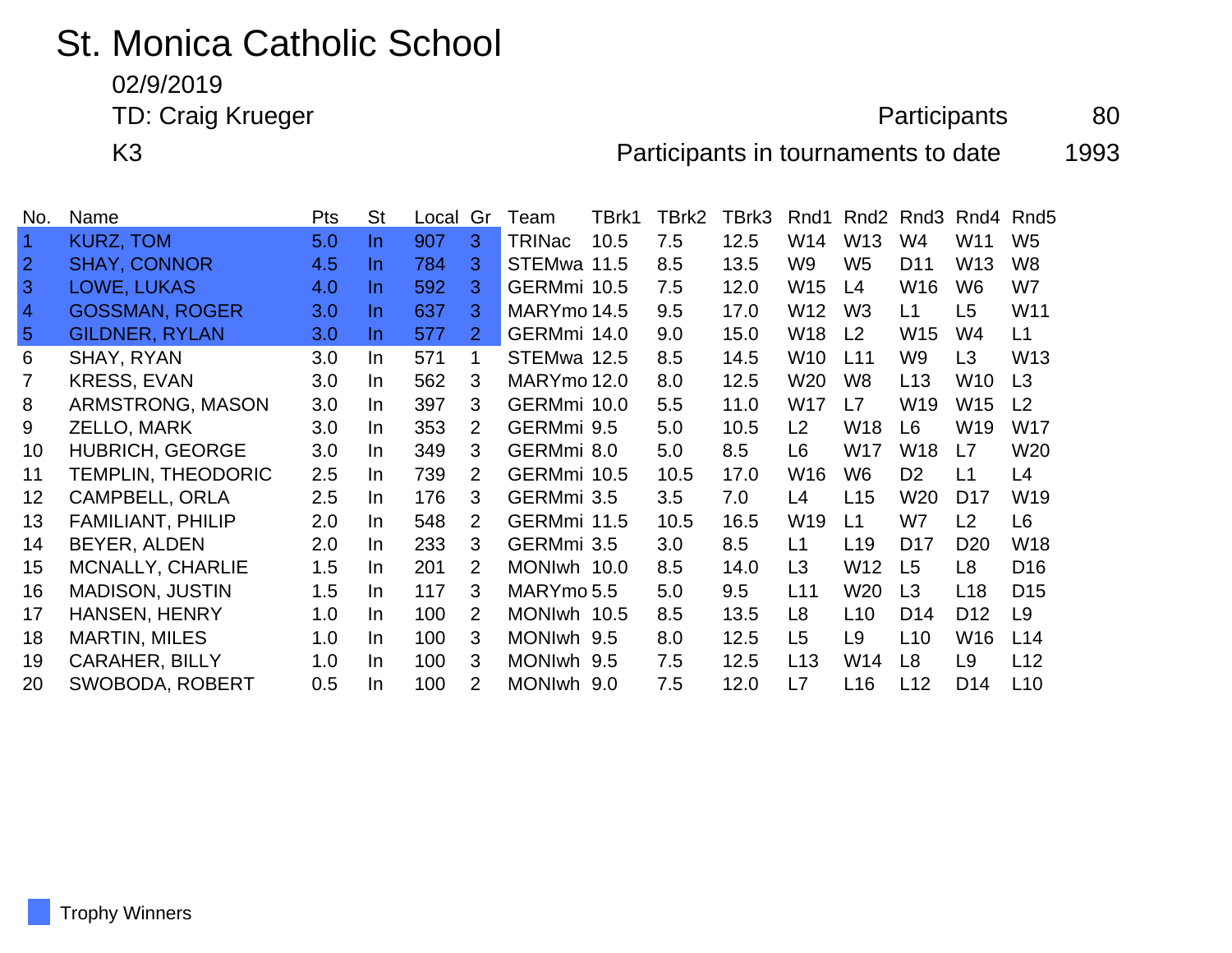# St. Monica Catholic School

02/9/2019

TD: Craig Krueger

K3

Participants 80

Participants in tournaments to date 1993

| No. | Name | Pts | St | Local | Gr | Team | TBrk1 | TBrk2 | TBrk3 | Rnd1 | Rnd2 | Rnd3 | Rnd4 | Rnd5 |
|---|---|---|---|---|---|---|---|---|---|---|---|---|---|---|
| 1 | KURZ, TOM | 5.0 | In | 907 | 3 | TRINac | 10.5 | 7.5 | 12.5 | W14 | W13 | W4 | W11 | W5 |
| 2 | SHAY, CONNOR | 4.5 | In | 784 | 3 | STEMwa | 11.5 | 8.5 | 13.5 | W9 | W5 | D11 | W13 | W8 |
| 3 | LOWE, LUKAS | 4.0 | In | 592 | 3 | GERMmi | 10.5 | 7.5 | 12.0 | W15 | L4 | W16 | W6 | W7 |
| 4 | GOSSMAN, ROGER | 3.0 | In | 637 | 3 | MARYmo | 14.5 | 9.5 | 17.0 | W12 | W3 | L1 | L5 | W11 |
| 5 | GILDNER, RYLAN | 3.0 | In | 577 | 2 | GERMmi | 14.0 | 9.0 | 15.0 | W18 | L2 | W15 | W4 | L1 |
| 6 | SHAY, RYAN | 3.0 | In | 571 | 1 | STEMwa | 12.5 | 8.5 | 14.5 | W10 | L11 | W9 | L3 | W13 |
| 7 | KRESS, EVAN | 3.0 | In | 562 | 3 | MARYmo | 12.0 | 8.0 | 12.5 | W20 | W8 | L13 | W10 | L3 |
| 8 | ARMSTRONG, MASON | 3.0 | In | 397 | 3 | GERMmi | 10.0 | 5.5 | 11.0 | W17 | L7 | W19 | W15 | L2 |
| 9 | ZELLO, MARK | 3.0 | In | 353 | 2 | GERMmi | 9.5 | 5.0 | 10.5 | L2 | W18 | L6 | W19 | W17 |
| 10 | HUBRICH, GEORGE | 3.0 | In | 349 | 3 | GERMmi | 8.0 | 5.0 | 8.5 | L6 | W17 | W18 | L7 | W20 |
| 11 | TEMPLIN, THEODORIC | 2.5 | In | 739 | 2 | GERMmi | 10.5 | 10.5 | 17.0 | W16 | W6 | D2 | L1 | L4 |
| 12 | CAMPBELL, ORLA | 2.5 | In | 176 | 3 | GERMmi | 3.5 | 3.5 | 7.0 | L4 | L15 | W20 | D17 | W19 |
| 13 | FAMILIANT, PHILIP | 2.0 | In | 548 | 2 | GERMmi | 11.5 | 10.5 | 16.5 | W19 | L1 | W7 | L2 | L6 |
| 14 | BEYER, ALDEN | 2.0 | In | 233 | 3 | GERMmi | 3.5 | 3.0 | 8.5 | L1 | L19 | D17 | D20 | W18 |
| 15 | MCNALLY, CHARLIE | 1.5 | In | 201 | 2 | MONIwh | 10.0 | 8.5 | 14.0 | L3 | W12 | L5 | L8 | D16 |
| 16 | MADISON, JUSTIN | 1.5 | In | 117 | 3 | MARYmo | 5.5 | 5.0 | 9.5 | L11 | W20 | L3 | L18 | D15 |
| 17 | HANSEN, HENRY | 1.0 | In | 100 | 2 | MONIwh | 10.5 | 8.5 | 13.5 | L8 | L10 | D14 | D12 | L9 |
| 18 | MARTIN, MILES | 1.0 | In | 100 | 3 | MONIwh | 9.5 | 8.0 | 12.5 | L5 | L9 | L10 | W16 | L14 |
| 19 | CARAHER, BILLY | 1.0 | In | 100 | 3 | MONIwh | 9.5 | 7.5 | 12.5 | L13 | W14 | L8 | L9 | L12 |
| 20 | SWOBODA, ROBERT | 0.5 | In | 100 | 2 | MONIwh | 9.0 | 7.5 | 12.0 | L7 | L16 | L12 | D14 | L10 |

Trophy Winners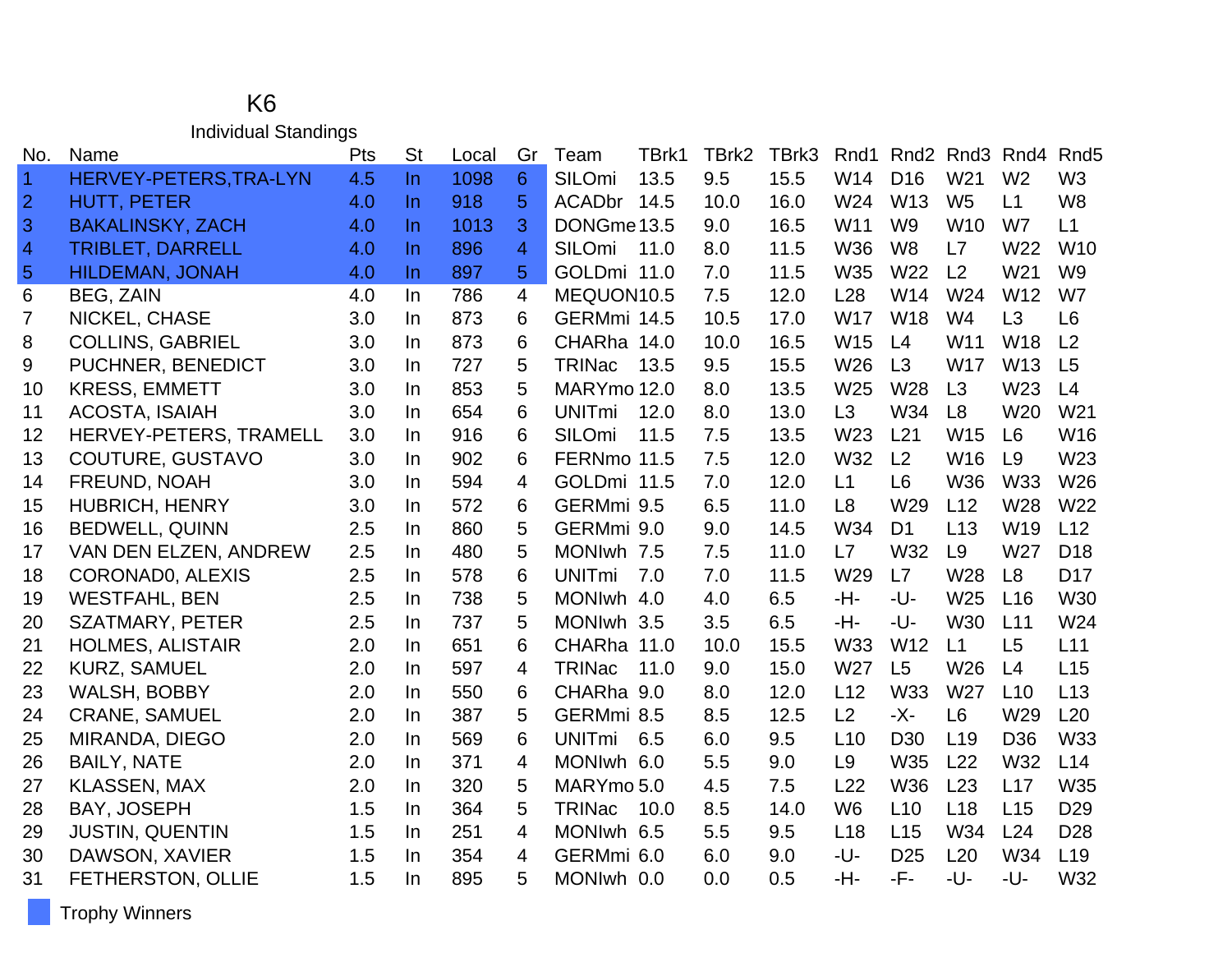# K6

## Individual Standings

| No. | Name | Pts | St | Local | Gr | Team | TBrk1 | TBrk2 | TBrk3 | Rnd1 | Rnd2 | Rnd3 | Rnd4 | Rnd5 |
|---|---|---|---|---|---|---|---|---|---|---|---|---|---|---|
| 1 | HERVEY-PETERS,TRA-LYN | 4.5 | In | 1098 | 6 | SILOmi | 13.5 | 9.5 | 15.5 | W14 | D16 | W21 | W2 | W3 |
| 2 | HUTT, PETER | 4.0 | In | 918 | 5 | ACADbr | 14.5 | 10.0 | 16.0 | W24 | W13 | W5 | L1 | W8 |
| 3 | BAKALINSKY, ZACH | 4.0 | In | 1013 | 3 | DONGme | 13.5 | 9.0 | 16.5 | W11 | W9 | W10 | W7 | L1 |
| 4 | TRIBLET, DARRELL | 4.0 | In | 896 | 4 | SILOmi | 11.0 | 8.0 | 11.5 | W36 | W8 | L7 | W22 | W10 |
| 5 | HILDEMAN, JONAH | 4.0 | In | 897 | 5 | GOLDmi | 11.0 | 7.0 | 11.5 | W35 | W22 | L2 | W21 | W9 |
| 6 | BEG, ZAIN | 4.0 | In | 786 | 4 | MEQUON | 10.5 | 7.5 | 12.0 | L28 | W14 | W24 | W12 | W7 |
| 7 | NICKEL, CHASE | 3.0 | In | 873 | 6 | GERMmi | 14.5 | 10.5 | 17.0 | W17 | W18 | W4 | L3 | L6 |
| 8 | COLLINS, GABRIEL | 3.0 | In | 873 | 6 | CHARha | 14.0 | 10.0 | 16.5 | W15 | L4 | W11 | W18 | L2 |
| 9 | PUCHNER, BENEDICT | 3.0 | In | 727 | 5 | TRINac | 13.5 | 9.5 | 15.5 | W26 | L3 | W17 | W13 | L5 |
| 10 | KRESS, EMMETT | 3.0 | In | 853 | 5 | MARYmo | 12.0 | 8.0 | 13.5 | W25 | W28 | L3 | W23 | L4 |
| 11 | ACOSTA, ISAIAH | 3.0 | In | 654 | 6 | UNITmi | 12.0 | 8.0 | 13.0 | L3 | W34 | L8 | W20 | W21 |
| 12 | HERVEY-PETERS, TRAMELL | 3.0 | In | 916 | 6 | SILOmi | 11.5 | 7.5 | 13.5 | W23 | L21 | W15 | L6 | W16 |
| 13 | COUTURE, GUSTAVO | 3.0 | In | 902 | 6 | FERNmo | 11.5 | 7.5 | 12.0 | W32 | L2 | W16 | L9 | W23 |
| 14 | FREUND, NOAH | 3.0 | In | 594 | 4 | GOLDmi | 11.5 | 7.0 | 12.0 | L1 | L6 | W36 | W33 | W26 |
| 15 | HUBRICH, HENRY | 3.0 | In | 572 | 6 | GERMmi | 9.5 | 6.5 | 11.0 | L8 | W29 | L12 | W28 | W22 |
| 16 | BEDWELL, QUINN | 2.5 | In | 860 | 5 | GERMmi | 9.0 | 9.0 | 14.5 | W34 | D1 | L13 | W19 | L12 |
| 17 | VAN DEN ELZEN, ANDREW | 2.5 | In | 480 | 5 | MONIwh | 7.5 | 7.5 | 11.0 | L7 | W32 | L9 | W27 | D18 |
| 18 | CORONAD0, ALEXIS | 2.5 | In | 578 | 6 | UNITmi | 7.0 | 7.0 | 11.5 | W29 | L7 | W28 | L8 | D17 |
| 19 | WESTFAHL, BEN | 2.5 | In | 738 | 5 | MONIwh | 4.0 | 4.0 | 6.5 | -H- | -U- | W25 | L16 | W30 |
| 20 | SZATMARY, PETER | 2.5 | In | 737 | 5 | MONIwh | 3.5 | 3.5 | 6.5 | -H- | -U- | W30 | L11 | W24 |
| 21 | HOLMES, ALISTAIR | 2.0 | In | 651 | 6 | CHARha | 11.0 | 10.0 | 15.5 | W33 | W12 | L1 | L5 | L11 |
| 22 | KURZ, SAMUEL | 2.0 | In | 597 | 4 | TRINac | 11.0 | 9.0 | 15.0 | W27 | L5 | W26 | L4 | L15 |
| 23 | WALSH, BOBBY | 2.0 | In | 550 | 6 | CHARha | 9.0 | 8.0 | 12.0 | L12 | W33 | W27 | L10 | L13 |
| 24 | CRANE, SAMUEL | 2.0 | In | 387 | 5 | GERMmi | 8.5 | 8.5 | 12.5 | L2 | -X- | L6 | W29 | L20 |
| 25 | MIRANDA, DIEGO | 2.0 | In | 569 | 6 | UNITmi | 6.5 | 6.0 | 9.5 | L10 | D30 | L19 | D36 | W33 |
| 26 | BAILY, NATE | 2.0 | In | 371 | 4 | MONIwh | 6.0 | 5.5 | 9.0 | L9 | W35 | L22 | W32 | L14 |
| 27 | KLASSEN, MAX | 2.0 | In | 320 | 5 | MARYmo | 5.0 | 4.5 | 7.5 | L22 | W36 | L23 | L17 | W35 |
| 28 | BAY, JOSEPH | 1.5 | In | 364 | 5 | TRINac | 10.0 | 8.5 | 14.0 | W6 | L10 | L18 | L15 | D29 |
| 29 | JUSTIN, QUENTIN | 1.5 | In | 251 | 4 | MONIwh | 6.5 | 5.5 | 9.5 | L18 | L15 | W34 | L24 | D28 |
| 30 | DAWSON, XAVIER | 1.5 | In | 354 | 4 | GERMmi | 6.0 | 6.0 | 9.0 | -U- | D25 | L20 | W34 | L19 |
| 31 | FETHERSTON, OLLIE | 1.5 | In | 895 | 5 | MONIwh | 0.0 | 0.0 | 0.5 | -H- | -F- | -U- | -U- | W32 |

Trophy Winners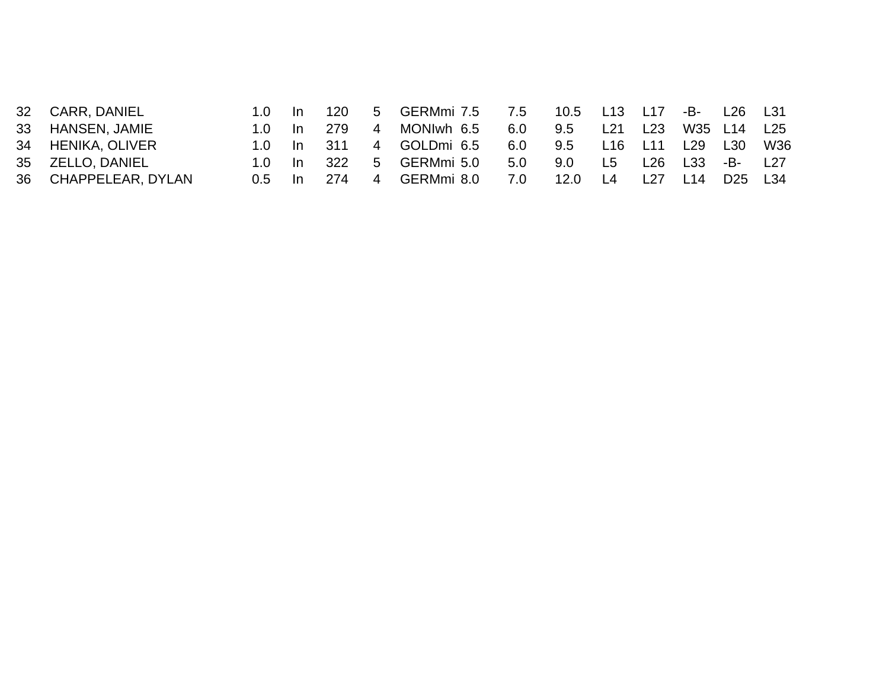| | | | | | | | | | | | | | | | |
|---|---|---|---|---|---|---|---|---|---|---|---|---|---|---|---|
| 32 | CARR, DANIEL | 1.0 | In | 120 | 5 | GERMmi | 7.5 | 7.5 | 10.5 | L13 | L17 | -B- | L26 | L31 |
| 33 | HANSEN, JAMIE | 1.0 | In | 279 | 4 | MONIwh | 6.5 | 6.0 | 9.5 | L21 | L23 | W35 | L14 | L25 |
| 34 | HENIKA, OLIVER | 1.0 | In | 311 | 4 | GOLDmi | 6.5 | 6.0 | 9.5 | L16 | L11 | L29 | L30 | W36 |
| 35 | ZELLO, DANIEL | 1.0 | In | 322 | 5 | GERMmi | 5.0 | 5.0 | 9.0 | L5 | L26 | L33 | -B- | L27 |
| 36 | CHAPPELEAR, DYLAN | 0.5 | In | 274 | 4 | GERMmi | 8.0 | 7.0 | 12.0 | L4 | L27 | L14 | D25 | L34 |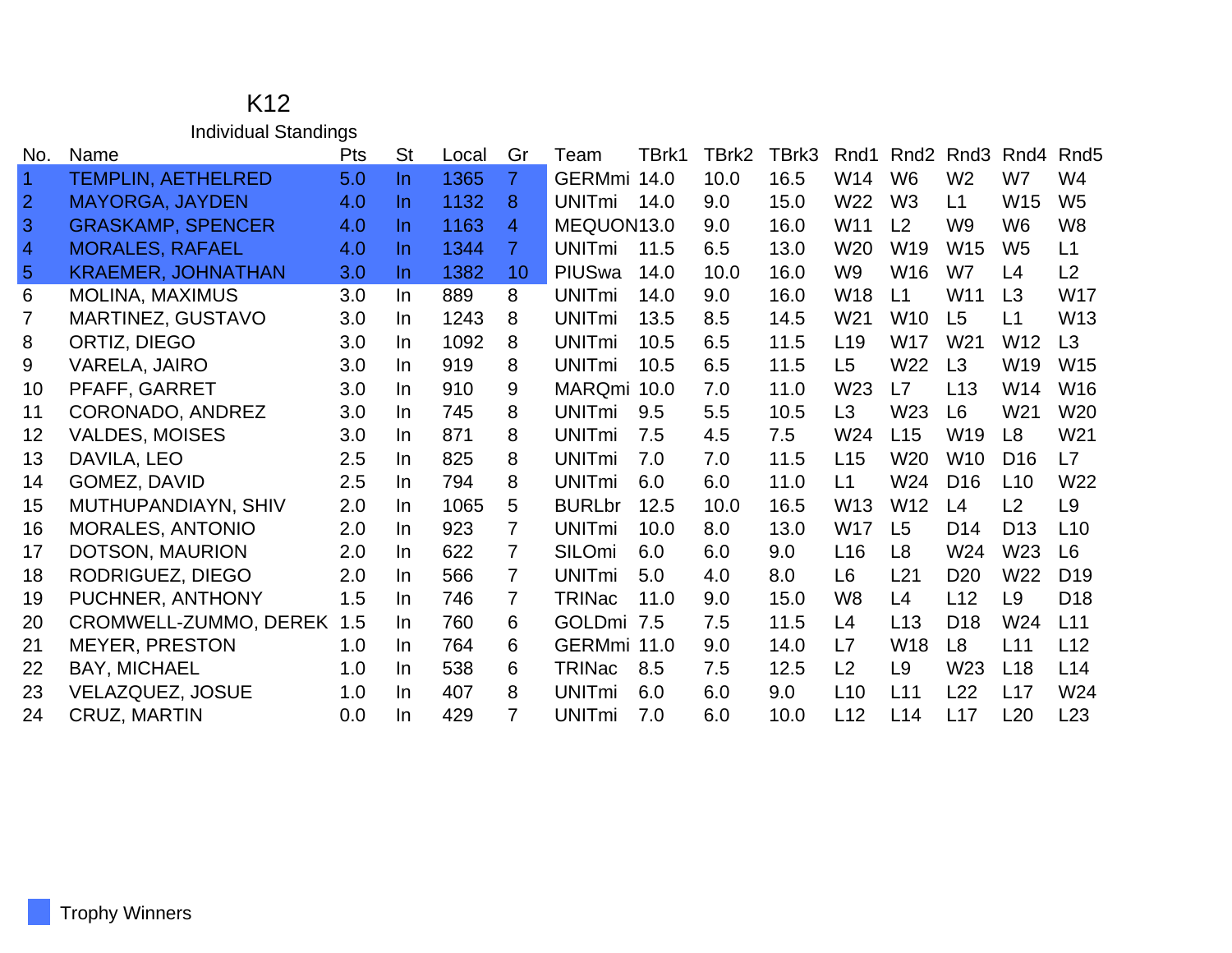# K12

## Individual Standings

| No. | Name | Pts | St | Local | Gr | Team | TBrk1 | TBrk2 | TBrk3 | Rnd1 | Rnd2 | Rnd3 | Rnd4 | Rnd5 |
|---|---|---|---|---|---|---|---|---|---|---|---|---|---|---|
| 1 | TEMPLIN, AETHELRED | 5.0 | In | 1365 | 7 | GERMmi | 14.0 | 10.0 | 16.5 | W14 | W6 | W2 | W7 | W4 |
| 2 | MAYORGA, JAYDEN | 4.0 | In | 1132 | 8 | UNITmi | 14.0 | 9.0 | 15.0 | W22 | W3 | L1 | W15 | W5 |
| 3 | GRASKAMP, SPENCER | 4.0 | In | 1163 | 4 | MEQUON | 13.0 | 9.0 | 16.0 | W11 | L2 | W9 | W6 | W8 |
| 4 | MORALES, RAFAEL | 4.0 | In | 1344 | 7 | UNITmi | 11.5 | 6.5 | 13.0 | W20 | W19 | W15 | W5 | L1 |
| 5 | KRAEMER, JOHNATHAN | 3.0 | In | 1382 | 10 | PIUSwa | 14.0 | 10.0 | 16.0 | W9 | W16 | W7 | L4 | L2 |
| 6 | MOLINA, MAXIMUS | 3.0 | In | 889 | 8 | UNITmi | 14.0 | 9.0 | 16.0 | W18 | L1 | W11 | L3 | W17 |
| 7 | MARTINEZ, GUSTAVO | 3.0 | In | 1243 | 8 | UNITmi | 13.5 | 8.5 | 14.5 | W21 | W10 | L5 | L1 | W13 |
| 8 | ORTIZ, DIEGO | 3.0 | In | 1092 | 8 | UNITmi | 10.5 | 6.5 | 11.5 | L19 | W17 | W21 | W12 | L3 |
| 9 | VARELA, JAIRO | 3.0 | In | 919 | 8 | UNITmi | 10.5 | 6.5 | 11.5 | L5 | W22 | L3 | W19 | W15 |
| 10 | PFAFF, GARRET | 3.0 | In | 910 | 9 | MARQmi | 10.0 | 7.0 | 11.0 | W23 | L7 | L13 | W14 | W16 |
| 11 | CORONADO, ANDREZ | 3.0 | In | 745 | 8 | UNITmi | 9.5 | 5.5 | 10.5 | L3 | W23 | L6 | W21 | W20 |
| 12 | VALDES, MOISES | 3.0 | In | 871 | 8 | UNITmi | 7.5 | 4.5 | 7.5 | W24 | L15 | W19 | L8 | W21 |
| 13 | DAVILA, LEO | 2.5 | In | 825 | 8 | UNITmi | 7.0 | 7.0 | 11.5 | L15 | W20 | W10 | D16 | L7 |
| 14 | GOMEZ, DAVID | 2.5 | In | 794 | 8 | UNITmi | 6.0 | 6.0 | 11.0 | L1 | W24 | D16 | L10 | W22 |
| 15 | MUTHUPANDIAYN, SHIV | 2.0 | In | 1065 | 5 | BURLbr | 12.5 | 10.0 | 16.5 | W13 | W12 | L4 | L2 | L9 |
| 16 | MORALES, ANTONIO | 2.0 | In | 923 | 7 | UNITmi | 10.0 | 8.0 | 13.0 | W17 | L5 | D14 | D13 | L10 |
| 17 | DOTSON, MAURION | 2.0 | In | 622 | 7 | SILOmi | 6.0 | 6.0 | 9.0 | L16 | L8 | W24 | W23 | L6 |
| 18 | RODRIGUEZ, DIEGO | 2.0 | In | 566 | 7 | UNITmi | 5.0 | 4.0 | 8.0 | L6 | L21 | D20 | W22 | D19 |
| 19 | PUCHNER, ANTHONY | 1.5 | In | 746 | 7 | TRINac | 11.0 | 9.0 | 15.0 | W8 | L4 | L12 | L9 | D18 |
| 20 | CROMWELL-ZUMMO, DEREK | 1.5 | In | 760 | 6 | GOLDmi | 7.5 | 7.5 | 11.5 | L4 | L13 | D18 | W24 | L11 |
| 21 | MEYER, PRESTON | 1.0 | In | 764 | 6 | GERMmi | 11.0 | 9.0 | 14.0 | L7 | W18 | L8 | L11 | L12 |
| 22 | BAY, MICHAEL | 1.0 | In | 538 | 6 | TRINac | 8.5 | 7.5 | 12.5 | L2 | L9 | W23 | L18 | L14 |
| 23 | VELAZQUEZ, JOSUE | 1.0 | In | 407 | 8 | UNITmi | 6.0 | 6.0 | 9.0 | L10 | L11 | L22 | L17 | W24 |
| 24 | CRUZ, MARTIN | 0.0 | In | 429 | 7 | UNITmi | 7.0 | 6.0 | 10.0 | L12 | L14 | L17 | L20 | L23 |

Trophy Winners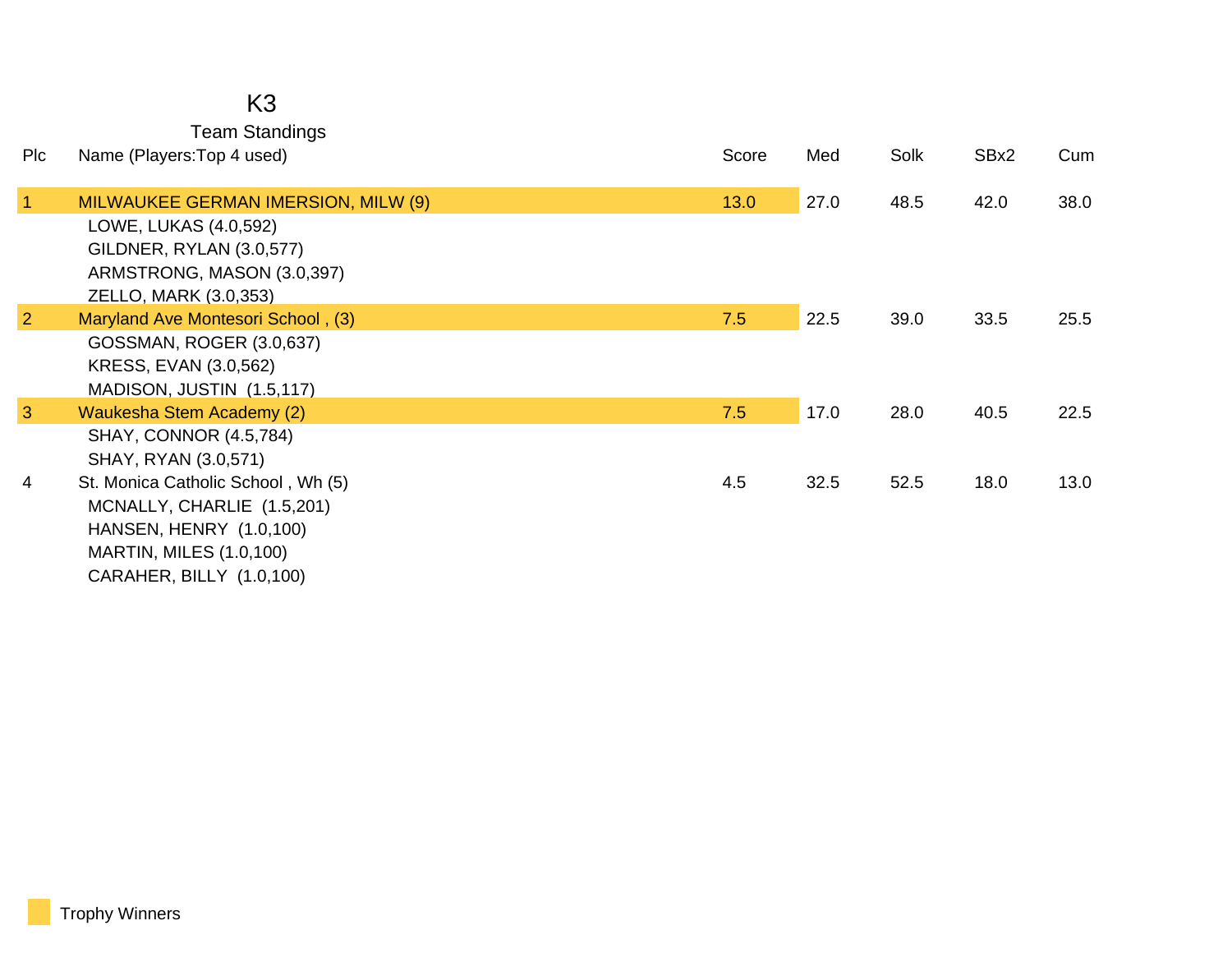# K3

## Team Standings

| Plc | Name (Players:Top 4 used) | Score | Med | Solk | SBx2 | Cum |
|---|---|---|---|---|---|---|
| 1 | MILWAUKEE GERMAN IMERSION, MILW (9) | 13.0 | 27.0 | 48.5 | 42.0 | 38.0 |
| | LOWE, LUKAS (4.0,592) | | | | | |
| | GILDNER, RYLAN (3.0,577) | | | | | |
| | ARMSTRONG, MASON (3.0,397) | | | | | |
| | ZELLO, MARK (3.0,353) | | | | | |
| 2 | Maryland Ave Montesori School , (3) | 7.5 | 22.5 | 39.0 | 33.5 | 25.5 |
| | GOSSMAN, ROGER (3.0,637) | | | | | |
| | KRESS, EVAN (3.0,562) | | | | | |
| | MADISON, JUSTIN (1.5,117) | | | | | |
| 3 | Waukesha Stem Academy (2) | 7.5 | 17.0 | 28.0 | 40.5 | 22.5 |
| | SHAY, CONNOR (4.5,784) | | | | | |
| | SHAY, RYAN (3.0,571) | | | | | |
| 4 | St. Monica Catholic School , Wh (5) | 4.5 | 32.5 | 52.5 | 18.0 | 13.0 |
| | MCNALLY, CHARLIE (1.5,201) | | | | | |
| | HANSEN, HENRY (1.0,100) | | | | | |
| | MARTIN, MILES (1.0,100) | | | | | |
| | CARAHER, BILLY (1.0,100) | | | | | |

Trophy Winners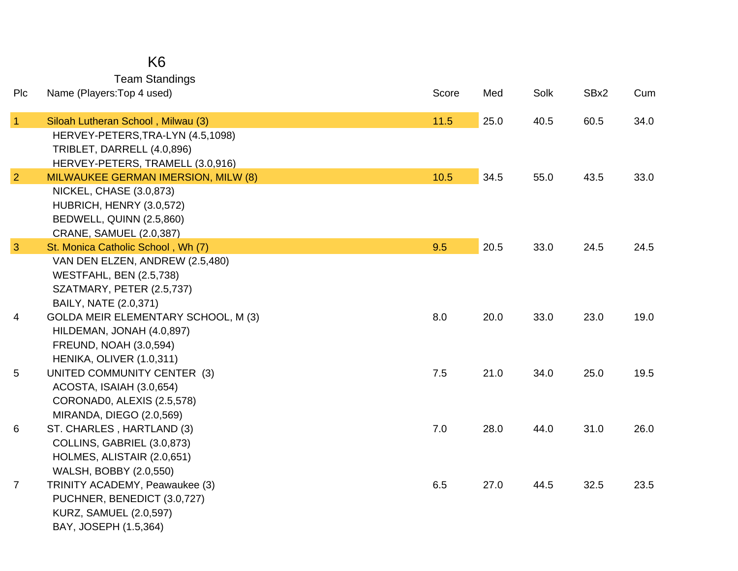# K6

## Team Standings

| Plc | Name (Players:Top 4 used) | Score | Med | Solk | SBx2 | Cum |
|---|---|---|---|---|---|---|
| 1 | Siloah Lutheran School , Milwau (3) | 11.5 | 25.0 | 40.5 | 60.5 | 34.0 |
| | HERVEY-PETERS,TRA-LYN (4.5,1098) | | | | | |
| | TRIBLET, DARRELL (4.0,896) | | | | | |
| | HERVEY-PETERS, TRAMELL (3.0,916) | | | | | |
| 2 | MILWAUKEE GERMAN IMERSION, MILW (8) | 10.5 | 34.5 | 55.0 | 43.5 | 33.0 |
| | NICKEL, CHASE (3.0,873) | | | | | |
| | HUBRICH, HENRY (3.0,572) | | | | | |
| | BEDWELL, QUINN (2.5,860) | | | | | |
| | CRANE, SAMUEL (2.0,387) | | | | | |
| 3 | St. Monica Catholic School , Wh (7) | 9.5 | 20.5 | 33.0 | 24.5 | 24.5 |
| | VAN DEN ELZEN, ANDREW (2.5,480) | | | | | |
| | WESTFAHL, BEN (2.5,738) | | | | | |
| | SZATMARY, PETER (2.5,737) | | | | | |
| | BAILY, NATE (2.0,371) | | | | | |
| 4 | GOLDA MEIR ELEMENTARY SCHOOL, M (3) | 8.0 | 20.0 | 33.0 | 23.0 | 19.0 |
| | HILDEMAN, JONAH (4.0,897) | | | | | |
| | FREUND, NOAH (3.0,594) | | | | | |
| | HENIKA, OLIVER (1.0,311) | | | | | |
| 5 | UNITED COMMUNITY CENTER (3) | 7.5 | 21.0 | 34.0 | 25.0 | 19.5 |
| | ACOSTA, ISAIAH (3.0,654) | | | | | |
| | CORONAD0, ALEXIS (2.5,578) | | | | | |
| | MIRANDA, DIEGO (2.0,569) | | | | | |
| 6 | ST. CHARLES , HARTLAND (3) | 7.0 | 28.0 | 44.0 | 31.0 | 26.0 |
| | COLLINS, GABRIEL (3.0,873) | | | | | |
| | HOLMES, ALISTAIR (2.0,651) | | | | | |
| | WALSH, BOBBY (2.0,550) | | | | | |
| 7 | TRINITY ACADEMY, Peawaukee (3) | 6.5 | 27.0 | 44.5 | 32.5 | 23.5 |
| | PUCHNER, BENEDICT (3.0,727) | | | | | |
| | KURZ, SAMUEL (2.0,597) | | | | | |
| | BAY, JOSEPH (1.5,364) | | | | | |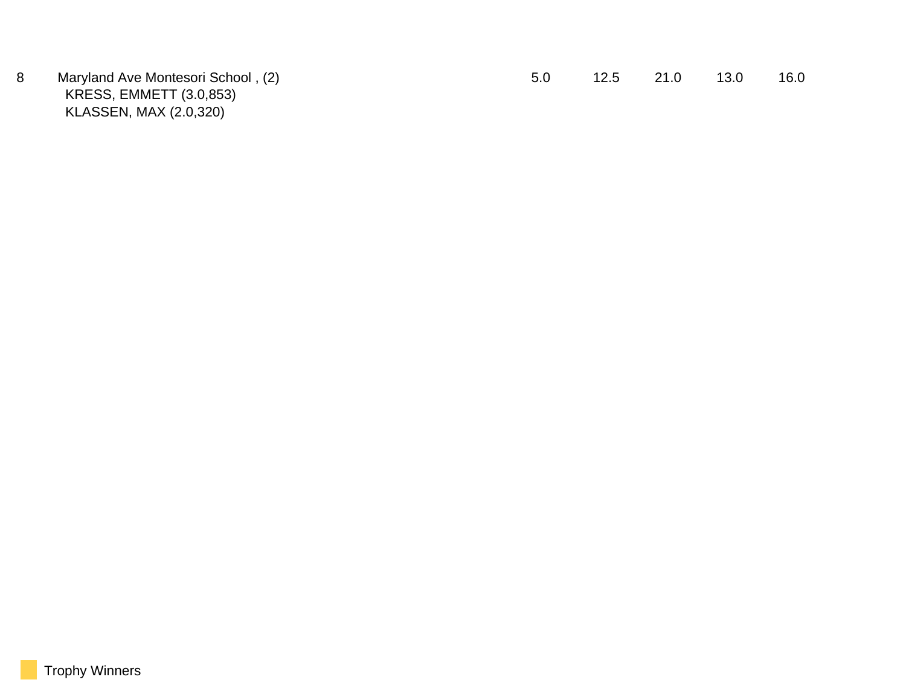| | | | | | | |
|---|---|---|---|---|---|---|
| 8 | Maryland Ave Montesori School , (2)<br>KRESS, EMMETT (3.0,853)<br>KLASSEN, MAX (2.0,320) | 5.0 | 12.5 | 21.0 | 13.0 | 16.0 |

Trophy Winners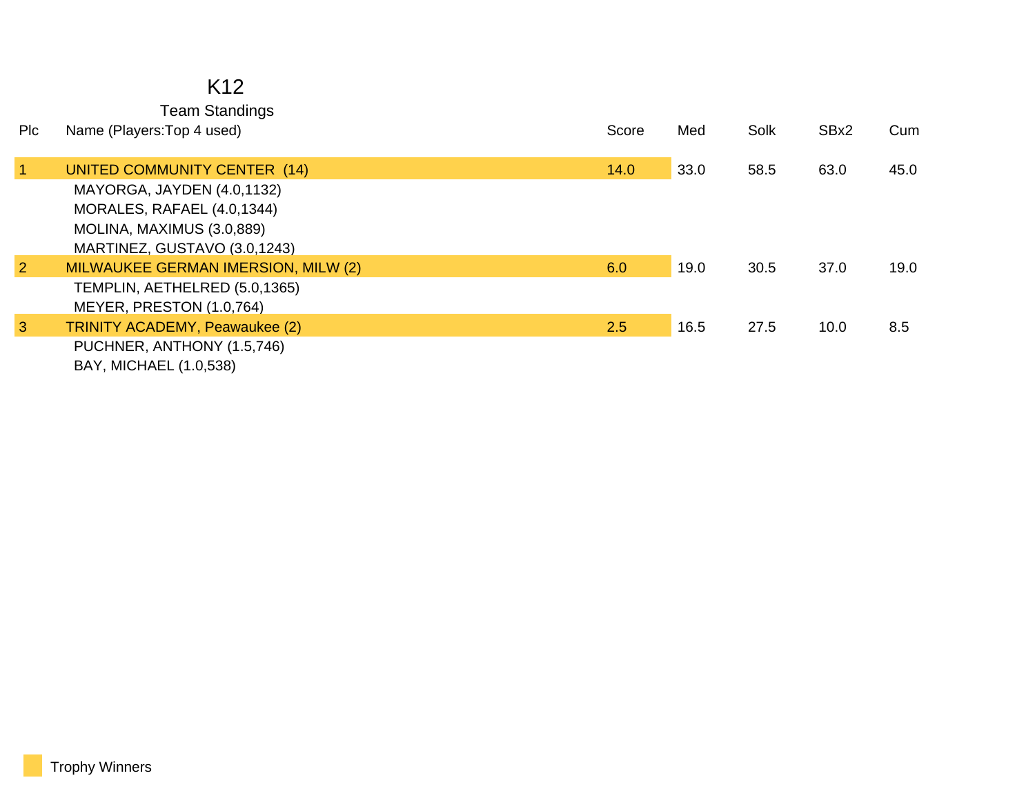# K12

## Team Standings

| Plc | Name (Players:Top 4 used) | Score | Med | Solk | SBx2 | Cum |
|---|---|---|---|---|---|---|
| 1 | UNITED COMMUNITY CENTER (14) | 14.0 | 33.0 | 58.5 | 63.0 | 45.0 |
| | MAYORGA, JAYDEN (4.0,1132) | | | | | |
| | MORALES, RAFAEL (4.0,1344) | | | | | |
| | MOLINA, MAXIMUS (3.0,889) | | | | | |
| | MARTINEZ, GUSTAVO (3.0,1243) | | | | | |
| 2 | MILWAUKEE GERMAN IMERSION, MILW (2) | 6.0 | 19.0 | 30.5 | 37.0 | 19.0 |
| | TEMPLIN, AETHELRED (5.0,1365) | | | | | |
| | MEYER, PRESTON (1.0,764) | | | | | |
| 3 | TRINITY ACADEMY, Peawaukee (2) | 2.5 | 16.5 | 27.5 | 10.0 | 8.5 |
| | PUCHNER, ANTHONY (1.5,746) | | | | | |
| | BAY, MICHAEL (1.0,538) | | | | | |

Trophy Winners